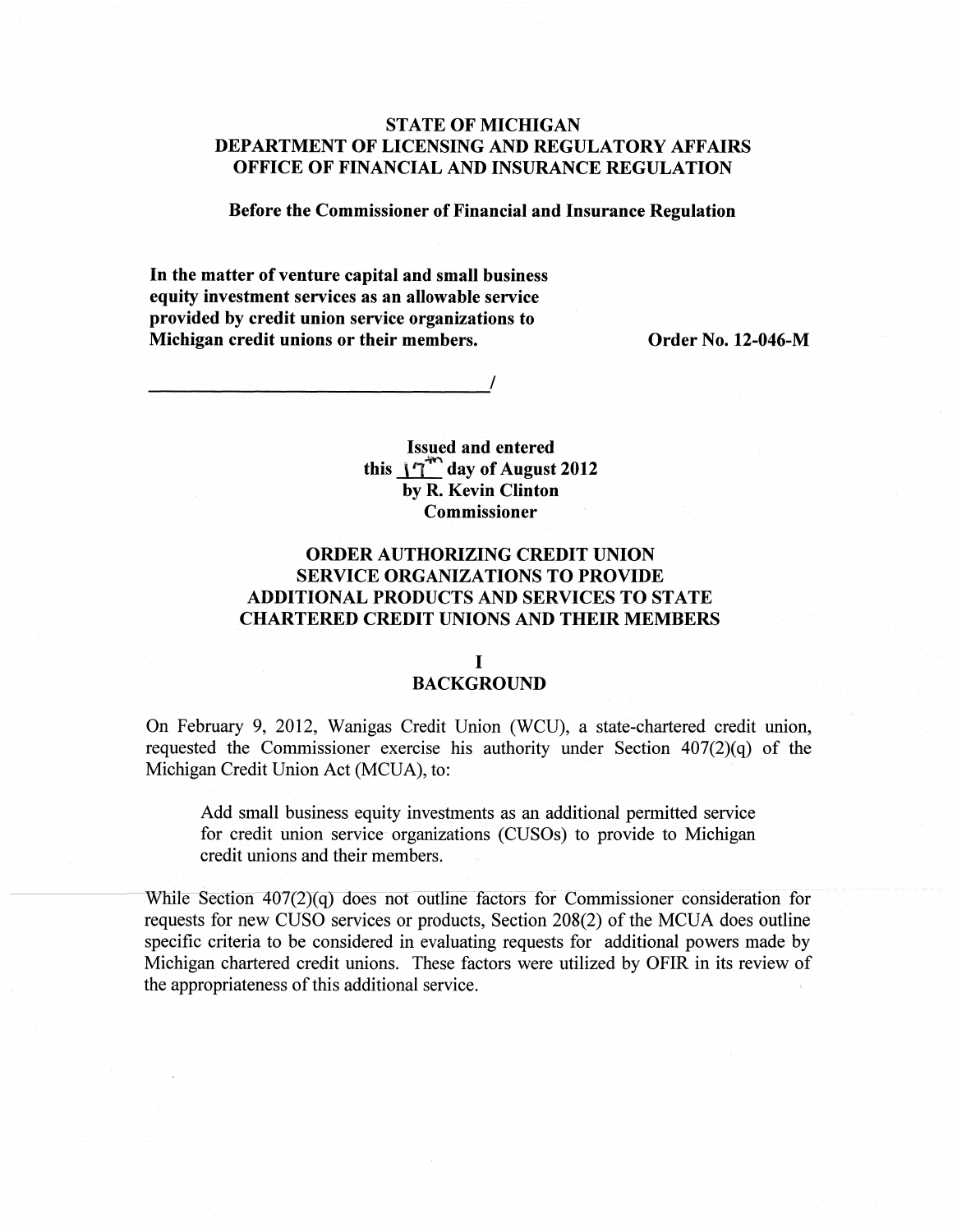# STATE OF MICHIGAN
# DEPARTMENT OF LICENSING AND REGULATORY AFFAIRS
# OFFICE OF FINANCIAL AND INSURANCE REGULATION

**Before the Commissioner of Financial and Insurance Regulation**

**In the matter of venture capital and small business equity investment services as an allowable service provided by credit union service organizations to Michigan credit unions or their members.**

**Order No. 12-046-M**

_______________________________________/

**Issued and entered**
**this 17th day of August 2012**
**by R. Kevin Clinton**
**Commissioner**

## ORDER AUTHORIZING CREDIT UNION SERVICE ORGANIZATIONS TO PROVIDE ADDITIONAL PRODUCTS AND SERVICES TO STATE CHARTERED CREDIT UNIONS AND THEIR MEMBERS

## I
## BACKGROUND

On February 9, 2012, Wanigas Credit Union (WCU), a state-chartered credit union, requested the Commissioner exercise his authority under Section 407(2)(q) of the Michigan Credit Union Act (MCUA), to:

> Add small business equity investments as an additional permitted service for credit union service organizations (CUSOs) to provide to Michigan credit unions and their members.

While Section 407(2)(q) does not outline factors for Commissioner consideration for requests for new CUSO services or products, Section 208(2) of the MCUA does outline specific criteria to be considered in evaluating requests for additional powers made by Michigan chartered credit unions. These factors were utilized by OFIR in its review of the appropriateness of this additional service.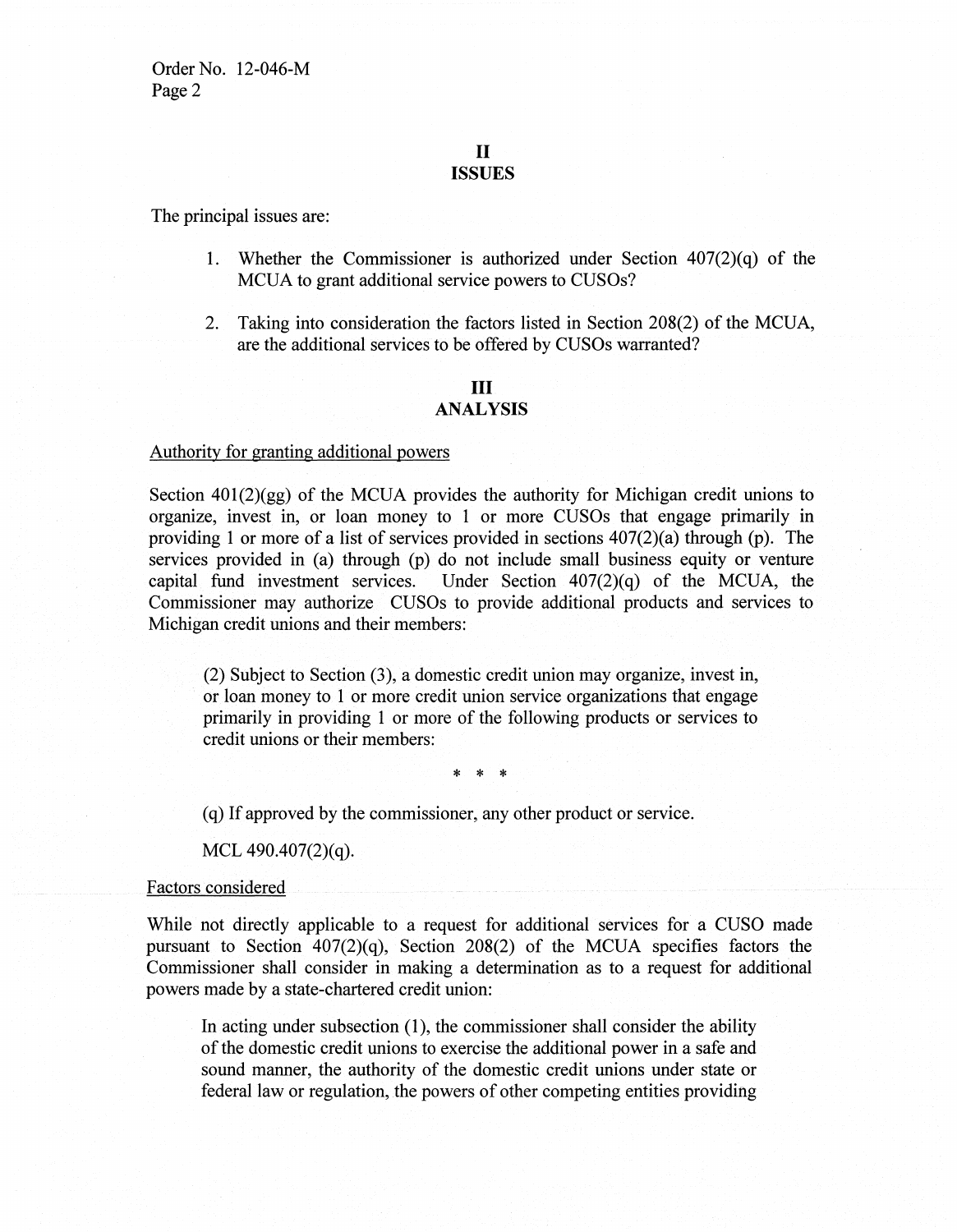## II
## ISSUES

The principal issues are:

1. Whether the Commissioner is authorized under Section 407(2)(q) of the MCUA to grant additional service powers to CUSOs?

2. Taking into consideration the factors listed in Section 208(2) of the MCUA, are the additional services to be offered by CUSOs warranted?

## III
## ANALYSIS

Authority for granting additional powers

Section 401(2)(gg) of the MCUA provides the authority for Michigan credit unions to organize, invest in, or loan money to 1 or more CUSOs that engage primarily in providing 1 or more of a list of services provided in sections 407(2)(a) through (p). The services provided in (a) through (p) do not include small business equity or venture capital fund investment services. Under Section 407(2)(q) of the MCUA, the Commissioner may authorize CUSOs to provide additional products and services to Michigan credit unions and their members:

> (2) Subject to Section (3), a domestic credit union may organize, invest in, or loan money to 1 or more credit union service organizations that engage primarily in providing 1 or more of the following products or services to credit unions or their members:
>
> \* \* \*
>
> (q) If approved by the commissioner, any other product or service.
>
> MCL 490.407(2)(q).

Factors considered

While not directly applicable to a request for additional services for a CUSO made pursuant to Section 407(2)(q), Section 208(2) of the MCUA specifies factors the Commissioner shall consider in making a determination as to a request for additional powers made by a state-chartered credit union:

> In acting under subsection (1), the commissioner shall consider the ability of the domestic credit unions to exercise the additional power in a safe and sound manner, the authority of the domestic credit unions under state or federal law or regulation, the powers of other competing entities providing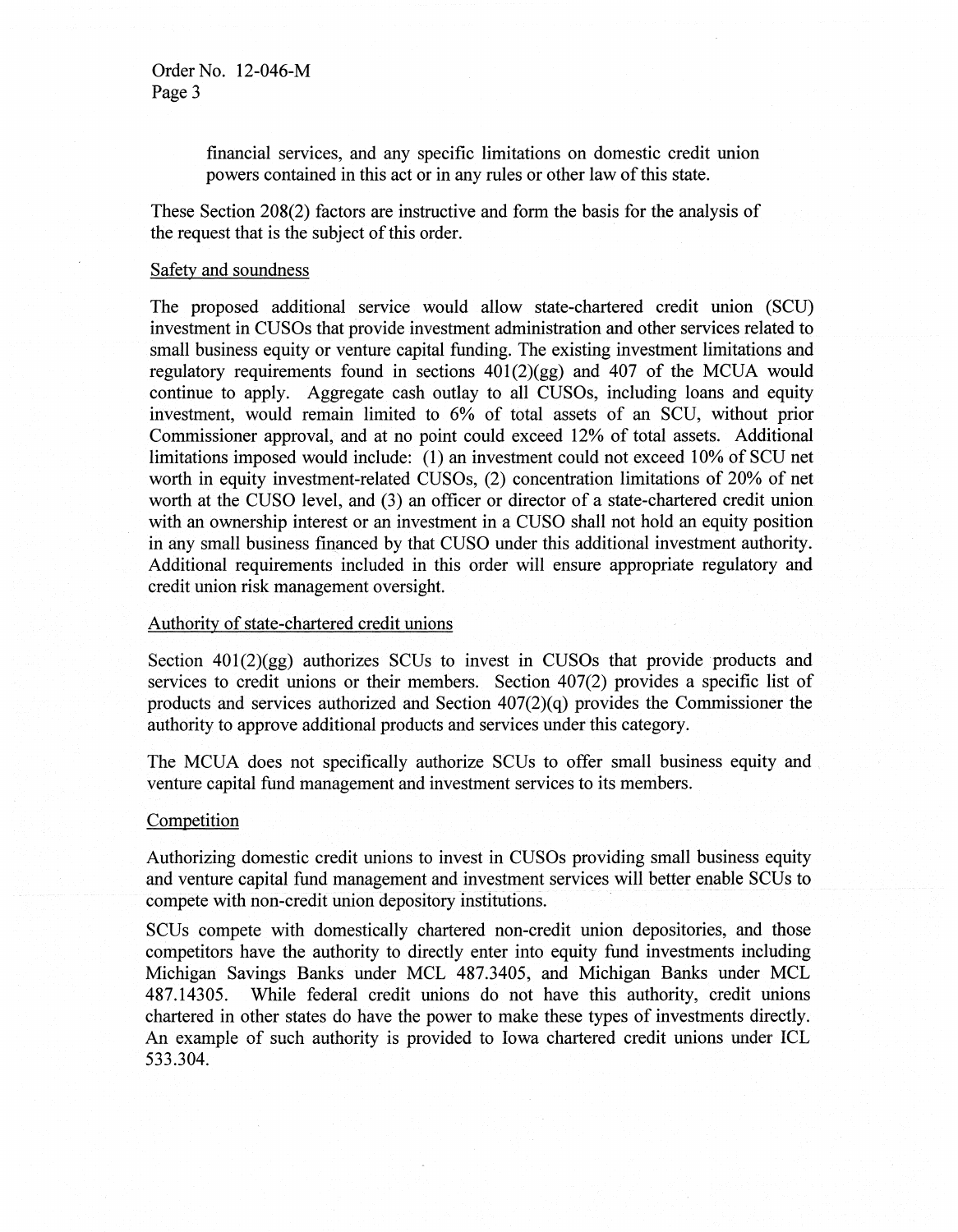financial services, and any specific limitations on domestic credit union powers contained in this act or in any rules or other law of this state.

These Section 208(2) factors are instructive and form the basis for the analysis of the request that is the subject of this order.

Safety and soundness

The proposed additional service would allow state-chartered credit union (SCU) investment in CUSOs that provide investment administration and other services related to small business equity or venture capital funding. The existing investment limitations and regulatory requirements found in sections 401(2)(gg) and 407 of the MCUA would continue to apply. Aggregate cash outlay to all CUSOs, including loans and equity investment, would remain limited to 6% of total assets of an SCU, without prior Commissioner approval, and at no point could exceed 12% of total assets. Additional limitations imposed would include: (1) an investment could not exceed 10% of SCU net worth in equity investment-related CUSOs, (2) concentration limitations of 20% of net worth at the CUSO level, and (3) an officer or director of a state-chartered credit union with an ownership interest or an investment in a CUSO shall not hold an equity position in any small business financed by that CUSO under this additional investment authority. Additional requirements included in this order will ensure appropriate regulatory and credit union risk management oversight.

Authority of state-chartered credit unions

Section 401(2)(gg) authorizes SCUs to invest in CUSOs that provide products and services to credit unions or their members. Section 407(2) provides a specific list of products and services authorized and Section 407(2)(q) provides the Commissioner the authority to approve additional products and services under this category.

The MCUA does not specifically authorize SCUs to offer small business equity and venture capital fund management and investment services to its members.

Competition

Authorizing domestic credit unions to invest in CUSOs providing small business equity and venture capital fund management and investment services will better enable SCUs to compete with non-credit union depository institutions.

SCUs compete with domestically chartered non-credit union depositories, and those competitors have the authority to directly enter into equity fund investments including Michigan Savings Banks under MCL 487.3405, and Michigan Banks under MCL 487.14305. While federal credit unions do not have this authority, credit unions chartered in other states do have the power to make these types of investments directly. An example of such authority is provided to Iowa chartered credit unions under ICL 533.304.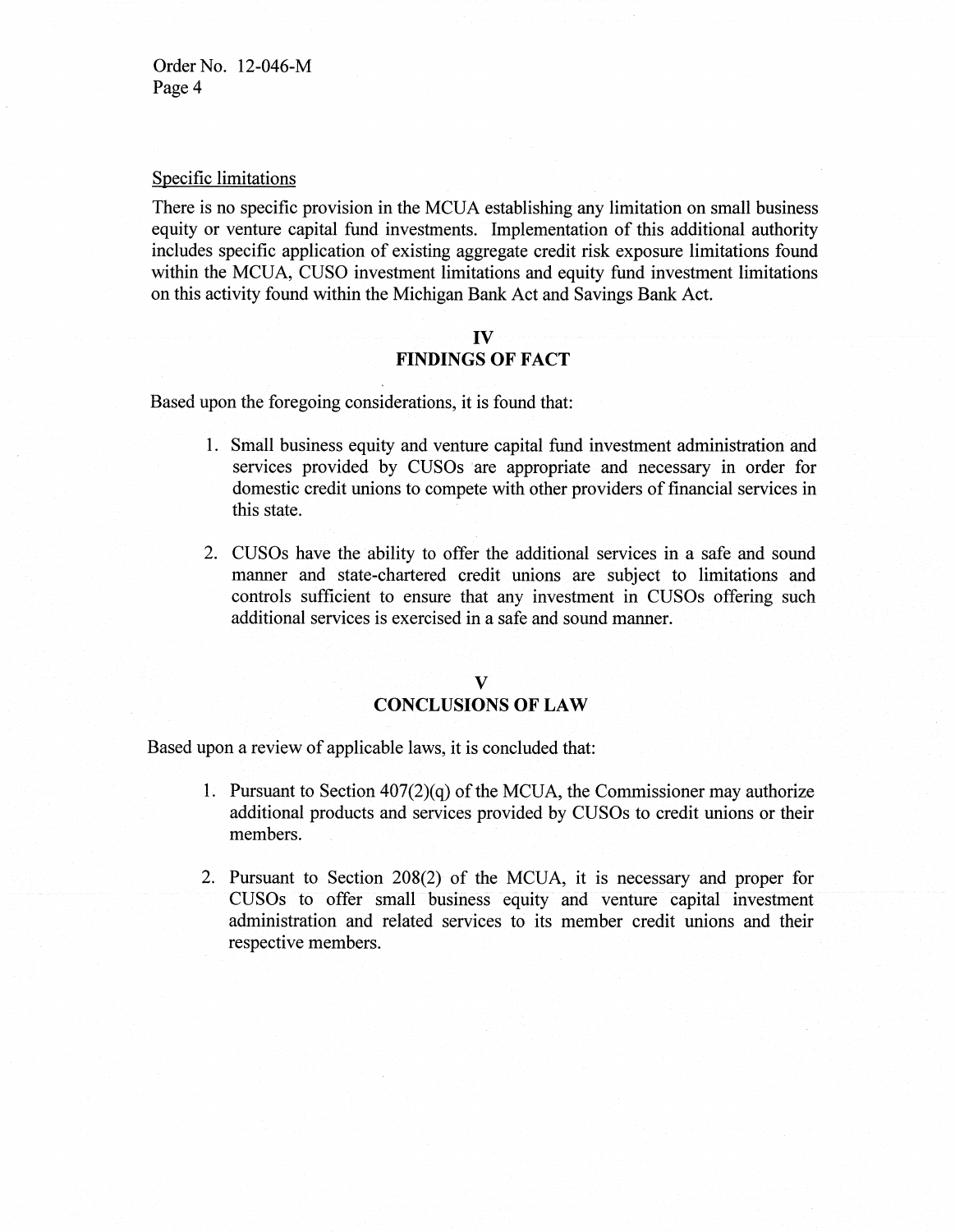Specific limitations

There is no specific provision in the MCUA establishing any limitation on small business equity or venture capital fund investments. Implementation of this additional authority includes specific application of existing aggregate credit risk exposure limitations found within the MCUA, CUSO investment limitations and equity fund investment limitations on this activity found within the Michigan Bank Act and Savings Bank Act.

## IV
## FINDINGS OF FACT

Based upon the foregoing considerations, it is found that:

1. Small business equity and venture capital fund investment administration and services provided by CUSOs are appropriate and necessary in order for domestic credit unions to compete with other providers of financial services in this state.

2. CUSOs have the ability to offer the additional services in a safe and sound manner and state-chartered credit unions are subject to limitations and controls sufficient to ensure that any investment in CUSOs offering such additional services is exercised in a safe and sound manner.

## V
## CONCLUSIONS OF LAW

Based upon a review of applicable laws, it is concluded that:

1. Pursuant to Section 407(2)(q) of the MCUA, the Commissioner may authorize additional products and services provided by CUSOs to credit unions or their members.

2. Pursuant to Section 208(2) of the MCUA, it is necessary and proper for CUSOs to offer small business equity and venture capital investment administration and related services to its member credit unions and their respective members.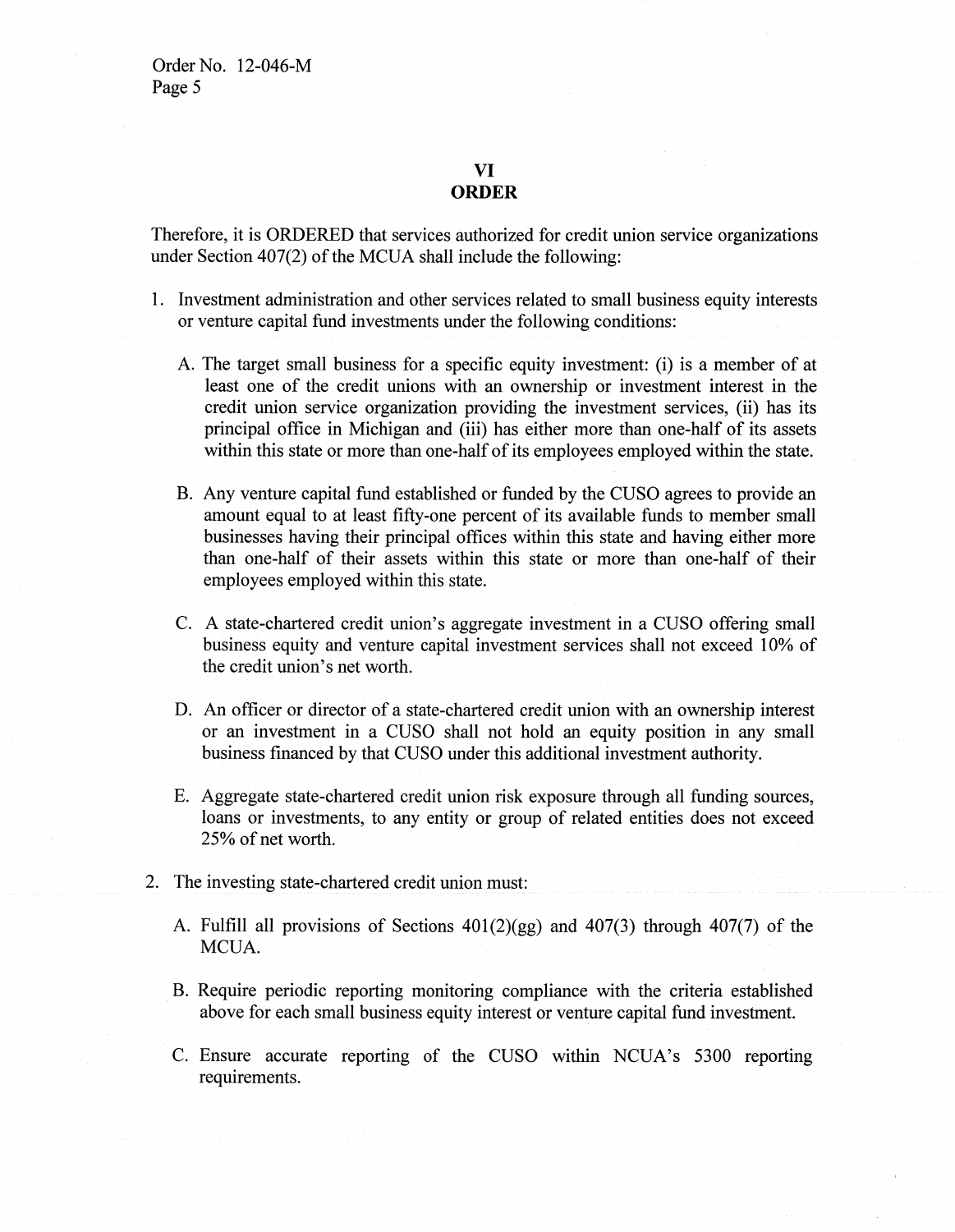## VI
## ORDER

Therefore, it is ORDERED that services authorized for credit union service organizations under Section 407(2) of the MCUA shall include the following:

1. Investment administration and other services related to small business equity interests or venture capital fund investments under the following conditions:

   A. The target small business for a specific equity investment: (i) is a member of at least one of the credit unions with an ownership or investment interest in the credit union service organization providing the investment services, (ii) has its principal office in Michigan and (iii) has either more than one-half of its assets within this state or more than one-half of its employees employed within the state.

   B. Any venture capital fund established or funded by the CUSO agrees to provide an amount equal to at least fifty-one percent of its available funds to member small businesses having their principal offices within this state and having either more than one-half of their assets within this state or more than one-half of their employees employed within this state.

   C. A state-chartered credit union's aggregate investment in a CUSO offering small business equity and venture capital investment services shall not exceed 10% of the credit union's net worth.

   D. An officer or director of a state-chartered credit union with an ownership interest or an investment in a CUSO shall not hold an equity position in any small business financed by that CUSO under this additional investment authority.

   E. Aggregate state-chartered credit union risk exposure through all funding sources, loans or investments, to any entity or group of related entities does not exceed 25% of net worth.

2. The investing state-chartered credit union must:

   A. Fulfill all provisions of Sections 401(2)(gg) and 407(3) through 407(7) of the MCUA.

   B. Require periodic reporting monitoring compliance with the criteria established above for each small business equity interest or venture capital fund investment.

   C. Ensure accurate reporting of the CUSO within NCUA's 5300 reporting requirements.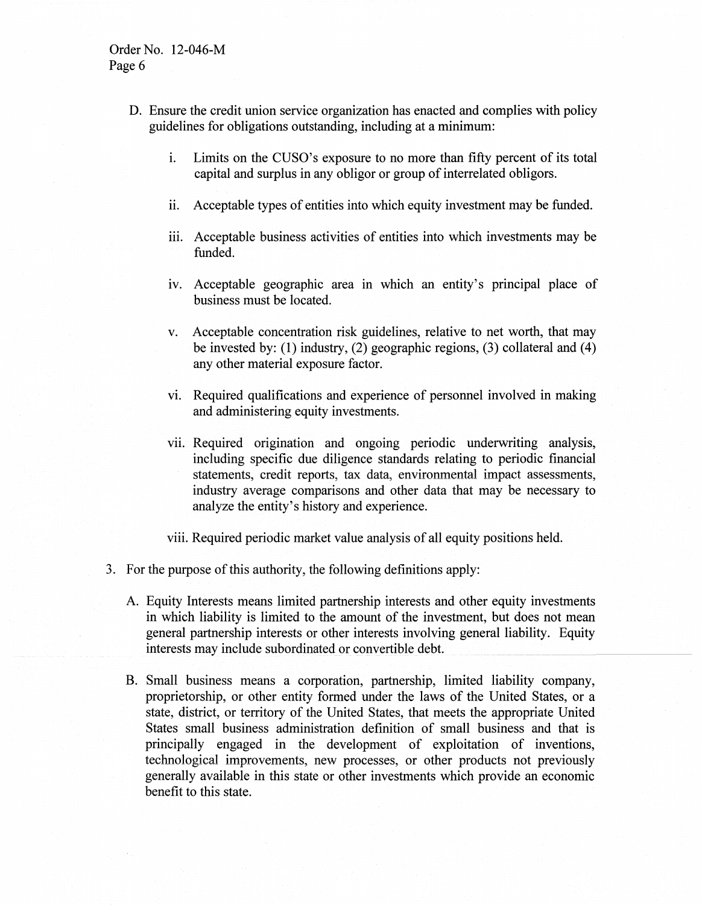D. Ensure the credit union service organization has enacted and complies with policy guidelines for obligations outstanding, including at a minimum:

   i. Limits on the CUSO's exposure to no more than fifty percent of its total capital and surplus in any obligor or group of interrelated obligors.

   ii. Acceptable types of entities into which equity investment may be funded.

   iii. Acceptable business activities of entities into which investments may be funded.

   iv. Acceptable geographic area in which an entity's principal place of business must be located.

   v. Acceptable concentration risk guidelines, relative to net worth, that may be invested by: (1) industry, (2) geographic regions, (3) collateral and (4) any other material exposure factor.

   vi. Required qualifications and experience of personnel involved in making and administering equity investments.

   vii. Required origination and ongoing periodic underwriting analysis, including specific due diligence standards relating to periodic financial statements, credit reports, tax data, environmental impact assessments, industry average comparisons and other data that may be necessary to analyze the entity's history and experience.

   viii. Required periodic market value analysis of all equity positions held.

3. For the purpose of this authority, the following definitions apply:

   A. Equity Interests means limited partnership interests and other equity investments in which liability is limited to the amount of the investment, but does not mean general partnership interests or other interests involving general liability. Equity interests may include subordinated or convertible debt.

   B. Small business means a corporation, partnership, limited liability company, proprietorship, or other entity formed under the laws of the United States, or a state, district, or territory of the United States, that meets the appropriate United States small business administration definition of small business and that is principally engaged in the development of exploitation of inventions, technological improvements, new processes, or other products not previously generally available in this state or other investments which provide an economic benefit to this state.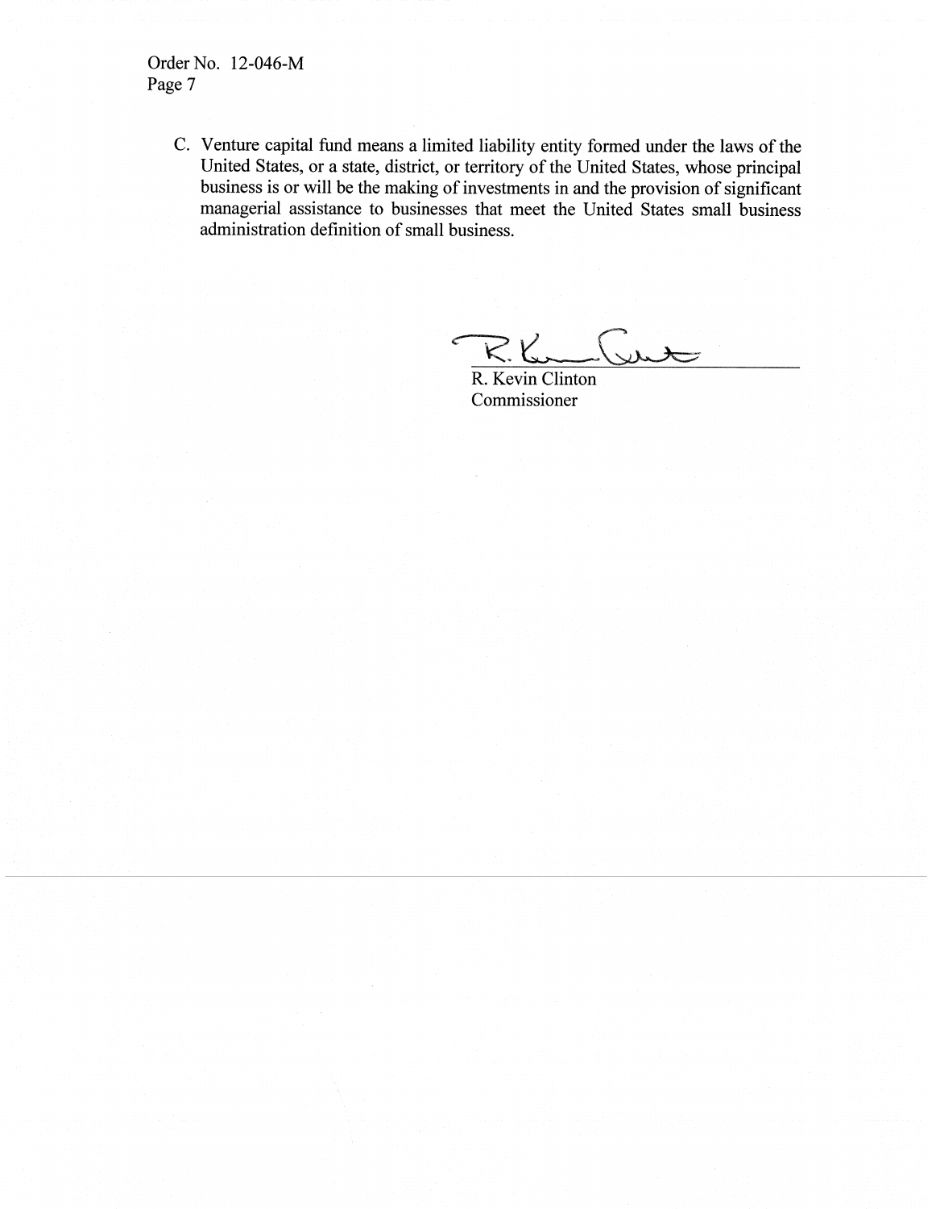C. Venture capital fund means a limited liability entity formed under the laws of the United States, or a state, district, or territory of the United States, whose principal business is or will be the making of investments in and the provision of significant managerial assistance to businesses that meet the United States small business administration definition of small business.

R. Kevin Clinton
Commissioner